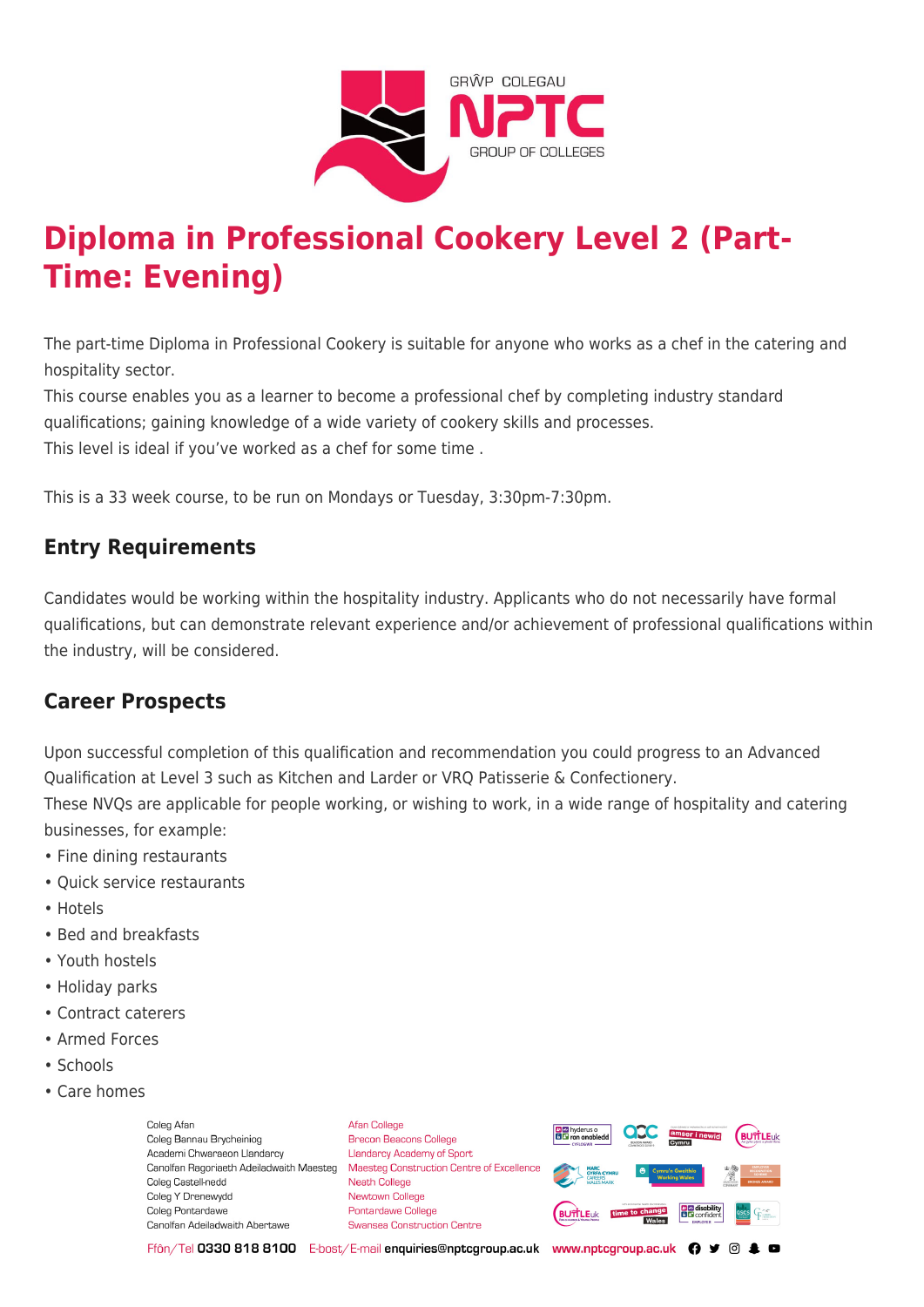# Diploma in Professional Cookery Level 2 (Part-Time: Evening)

The part-time Diploma in Professional Cookery is suitable for anyone who works as a chef in the catering and hospitality sector.
This course enables you as a learner to become a professional chef by completing industry standard qualifications; gaining knowledge of a wide variety of cookery skills and processes.
This level is ideal if you've worked as a chef for some time .

This is a 33 week course, to be run on Mondays or Tuesday, 3:30pm-7:30pm.

## Entry Requirements

Candidates would be working within the hospitality industry. Applicants who do not necessarily have formal qualifications, but can demonstrate relevant experience and/or achievement of professional qualifications within the industry, will be considered.

## Career Prospects

Upon successful completion of this qualification and recommendation you could progress to an Advanced Qualification at Level 3 such as Kitchen and Larder or VRQ Patisserie & Confectionery.
These NVQs are applicable for people working, or wishing to work, in a wide range of hospitality and catering businesses, for example:

- Fine dining restaurants
- Quick service restaurants
- Hotels
- Bed and breakfasts
- Youth hostels
- Holiday parks
- Contract caterers
- Armed Forces
- Schools
- Care homes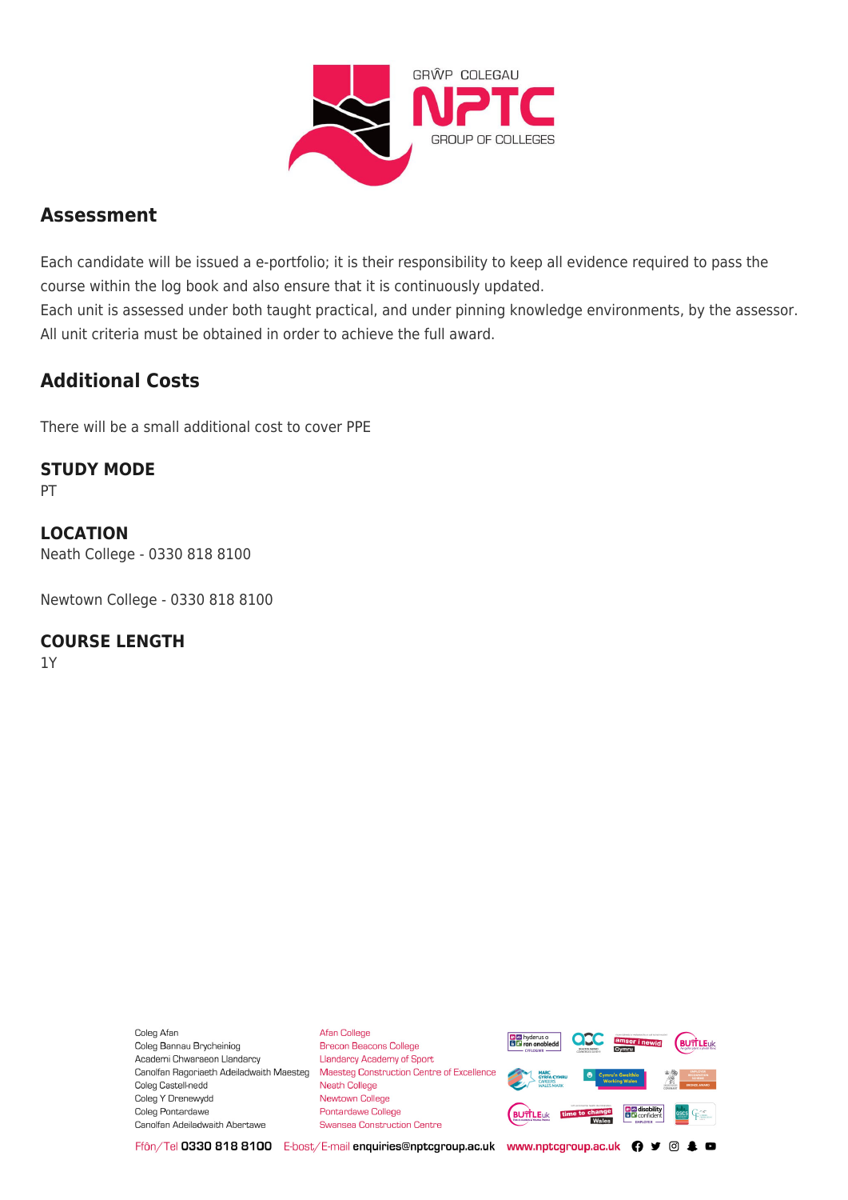## Assessment

Each candidate will be issued a e-portfolio; it is their responsibility to keep all evidence required to pass the course within the log book and also ensure that it is continuously updated.
Each unit is assessed under both taught practical, and under pinning knowledge environments, by the assessor. All unit criteria must be obtained in order to achieve the full award.

## Additional Costs

There will be a small additional cost to cover PPE

### STUDY MODE

PT

### LOCATION

Neath College - 0330 818 8100

Newtown College - 0330 818 8100

### COURSE LENGTH

1Y